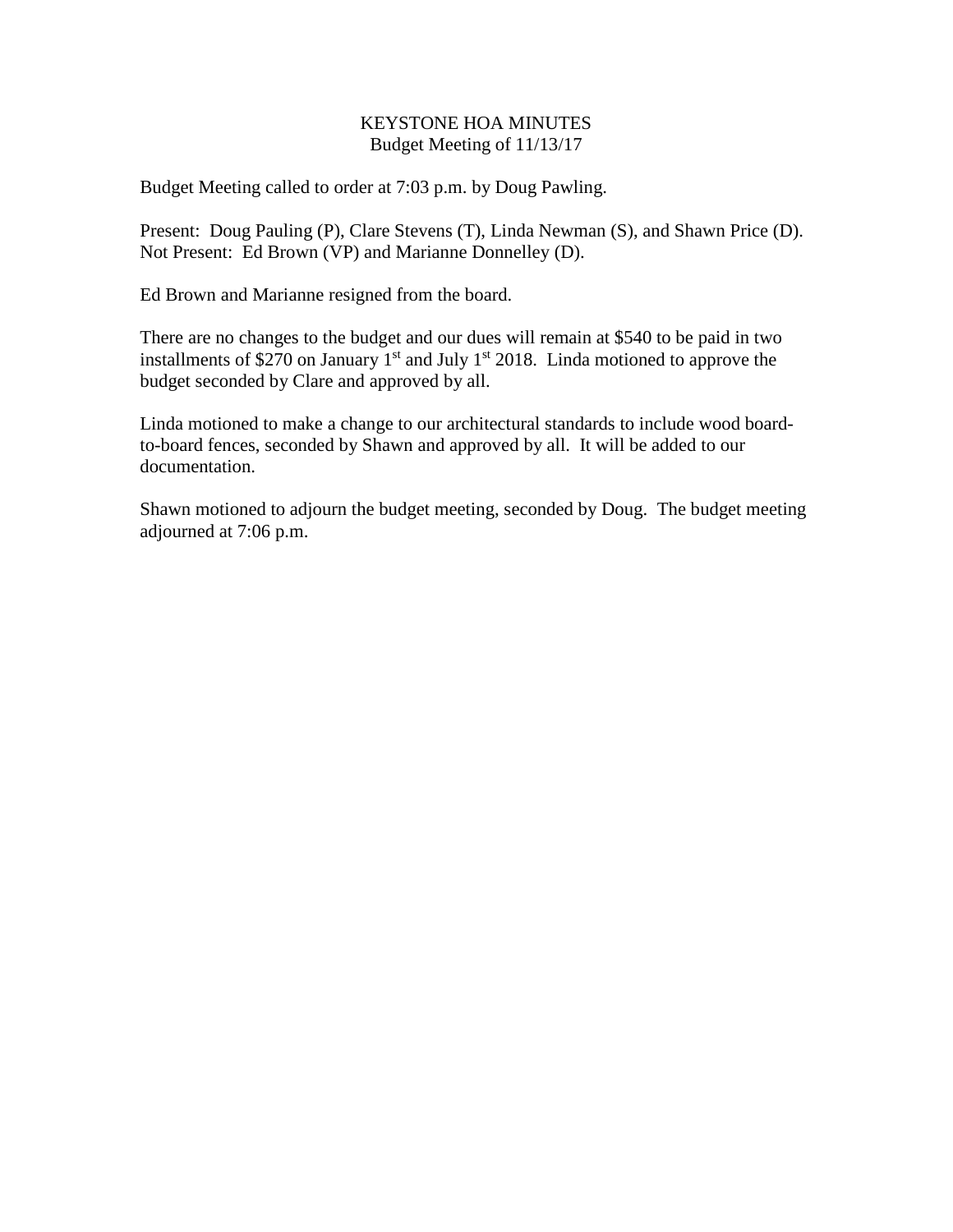# KEYSTONE HOA MINUTES
## Budget Meeting of 11/13/17

Budget Meeting called to order at 7:03 p.m. by Doug Pawling.

Present: Doug Pauling (P), Clare Stevens (T), Linda Newman (S), and Shawn Price (D).
Not Present: Ed Brown (VP) and Marianne Donnelley (D).

Ed Brown and Marianne resigned from the board.

There are no changes to the budget and our dues will remain at $540 to be paid in two installments of $270 on January 1st and July 1st 2018. Linda motioned to approve the budget seconded by Clare and approved by all.

Linda motioned to make a change to our architectural standards to include wood board-to-board fences, seconded by Shawn and approved by all. It will be added to our documentation.

Shawn motioned to adjourn the budget meeting, seconded by Doug. The budget meeting adjourned at 7:06 p.m.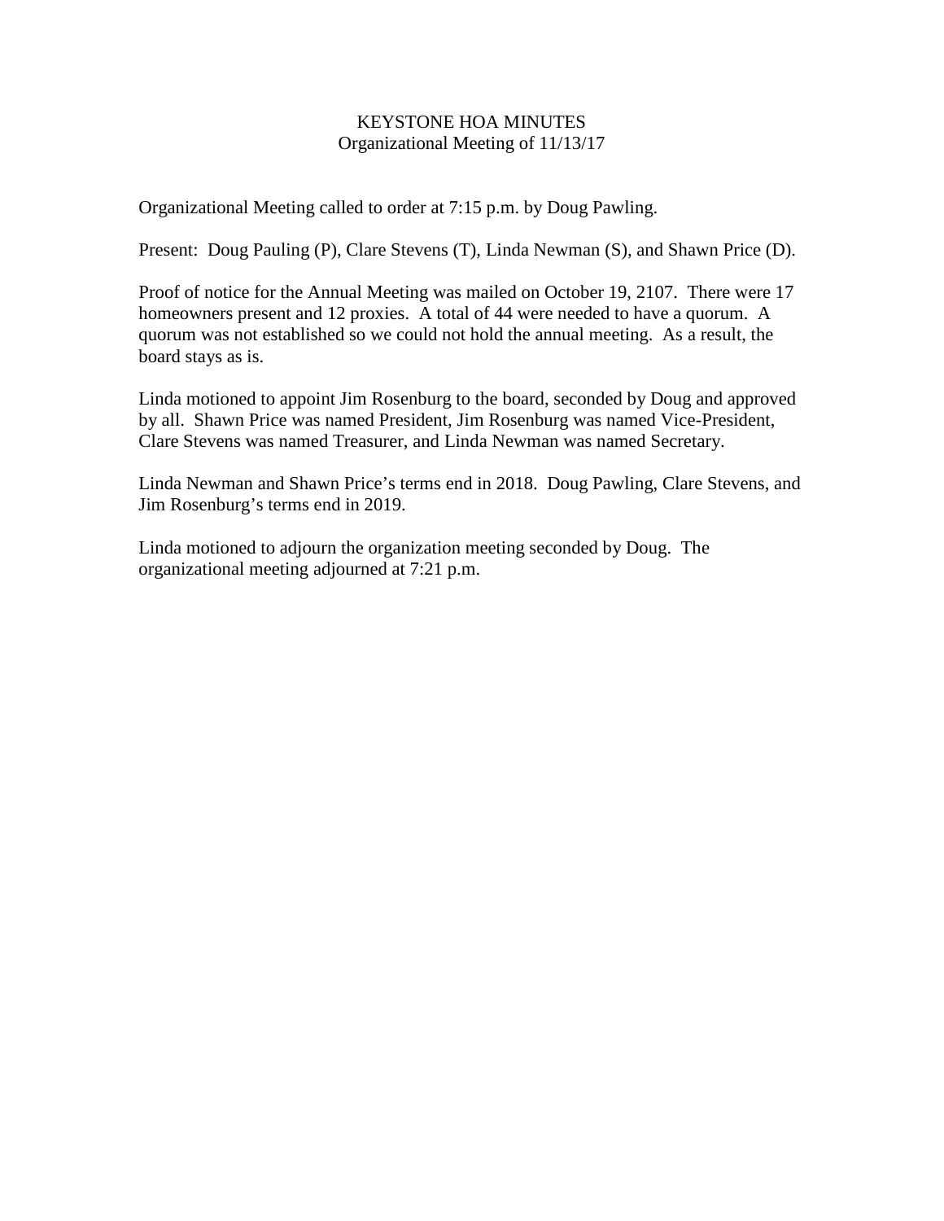# KEYSTONE HOA MINUTES
## Organizational Meeting of 11/13/17

Organizational Meeting called to order at 7:15 p.m. by Doug Pawling.

Present: Doug Pauling (P), Clare Stevens (T), Linda Newman (S), and Shawn Price (D).

Proof of notice for the Annual Meeting was mailed on October 19, 2107. There were 17 homeowners present and 12 proxies. A total of 44 were needed to have a quorum. A quorum was not established so we could not hold the annual meeting. As a result, the board stays as is.

Linda motioned to appoint Jim Rosenburg to the board, seconded by Doug and approved by all. Shawn Price was named President, Jim Rosenburg was named Vice-President, Clare Stevens was named Treasurer, and Linda Newman was named Secretary.

Linda Newman and Shawn Price's terms end in 2018. Doug Pawling, Clare Stevens, and Jim Rosenburg's terms end in 2019.

Linda motioned to adjourn the organization meeting seconded by Doug. The organizational meeting adjourned at 7:21 p.m.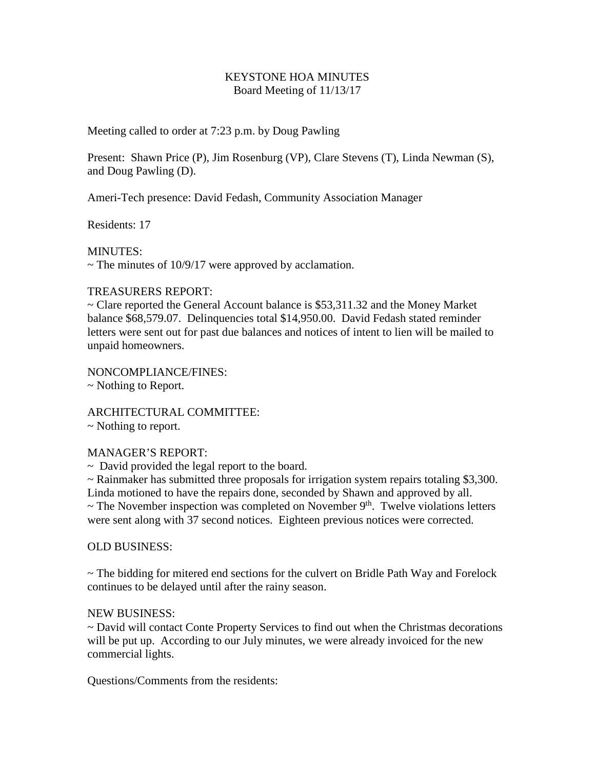# KEYSTONE HOA MINUTES
Board Meeting of 11/13/17

Meeting called to order at 7:23 p.m. by Doug Pawling

Present: Shawn Price (P), Jim Rosenburg (VP), Clare Stevens (T), Linda Newman (S), and Doug Pawling (D).

Ameri-Tech presence: David Fedash, Community Association Manager

Residents: 17

MINUTES:
~ The minutes of 10/9/17 were approved by acclamation.

TREASURERS REPORT:
~ Clare reported the General Account balance is $53,311.32 and the Money Market balance $68,579.07. Delinquencies total $14,950.00. David Fedash stated reminder letters were sent out for past due balances and notices of intent to lien will be mailed to unpaid homeowners.

NONCOMPLIANCE/FINES:
~ Nothing to Report.

ARCHITECTURAL COMMITTEE:
~ Nothing to report.

MANAGER'S REPORT:
~ David provided the legal report to the board.
~ Rainmaker has submitted three proposals for irrigation system repairs totaling $3,300. Linda motioned to have the repairs done, seconded by Shawn and approved by all.
~ The November inspection was completed on November 9th. Twelve violations letters were sent along with 37 second notices. Eighteen previous notices were corrected.

OLD BUSINESS:

~ The bidding for mitered end sections for the culvert on Bridle Path Way and Forelock continues to be delayed until after the rainy season.

NEW BUSINESS:
~ David will contact Conte Property Services to find out when the Christmas decorations will be put up. According to our July minutes, we were already invoiced for the new commercial lights.

Questions/Comments from the residents: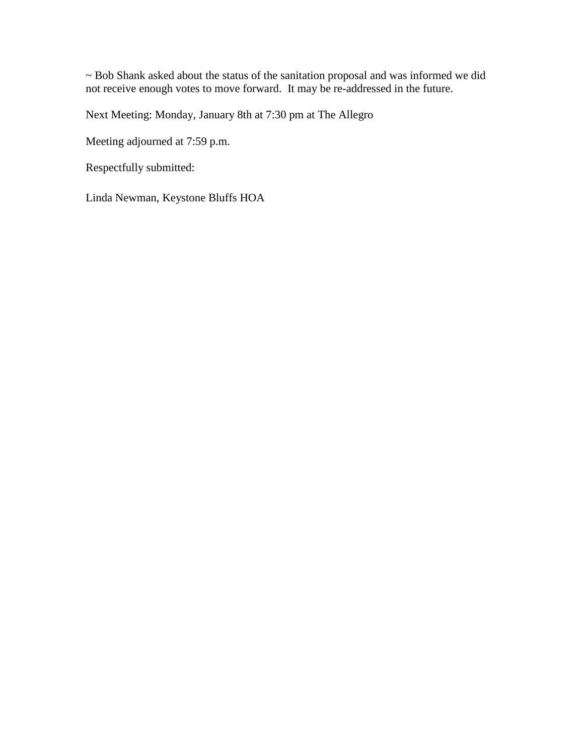~ Bob Shank asked about the status of the sanitation proposal and was informed we did not receive enough votes to move forward. It may be re-addressed in the future.

Next Meeting: Monday, January 8th at 7:30 pm at The Allegro

Meeting adjourned at 7:59 p.m.

Respectfully submitted:

Linda Newman, Keystone Bluffs HOA